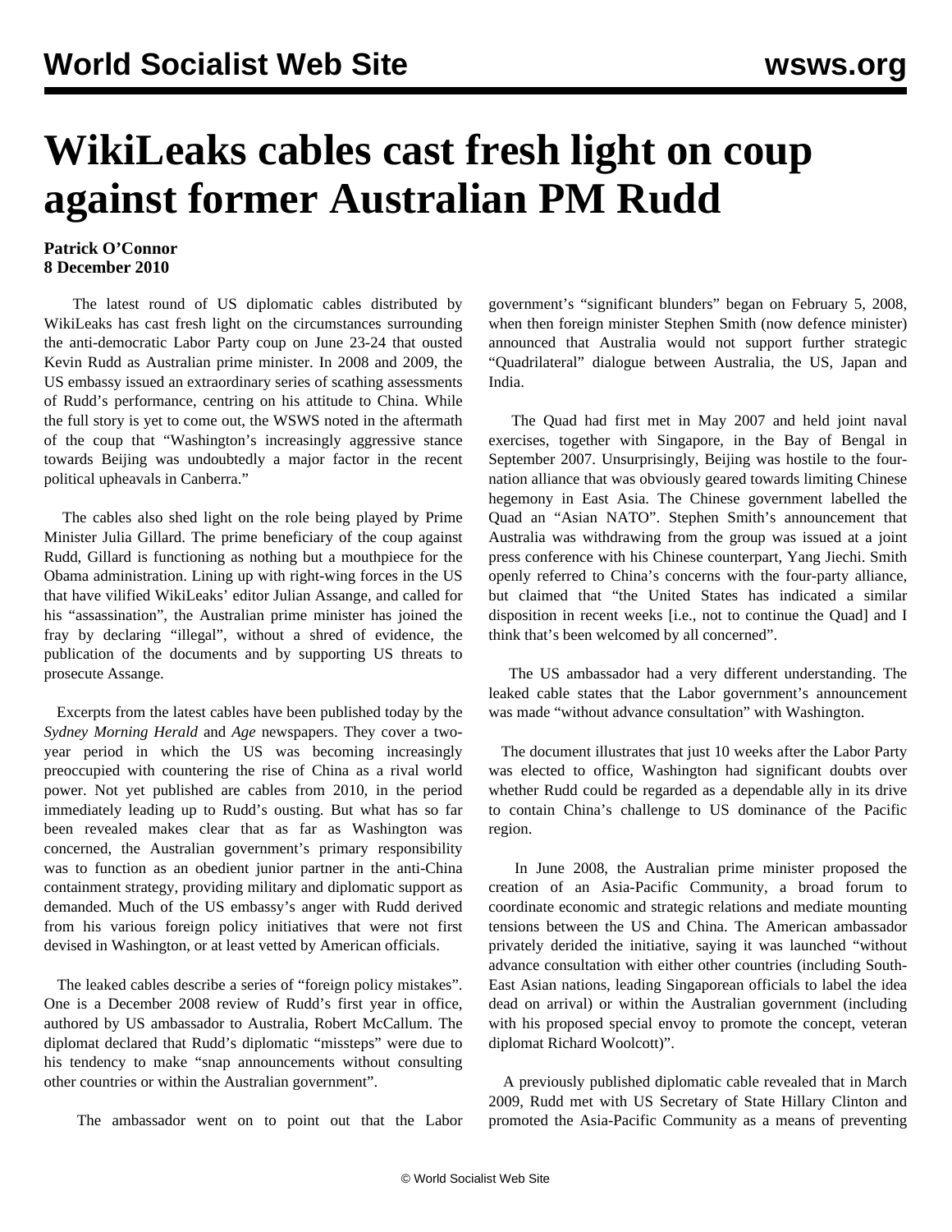# WikiLeaks cables cast fresh light on coup against former Australian PM Rudd

**Patrick O'Connor**
**8 December 2010**

The latest round of US diplomatic cables distributed by WikiLeaks has cast fresh light on the circumstances surrounding the anti-democratic Labor Party coup on June 23-24 that ousted Kevin Rudd as Australian prime minister. In 2008 and 2009, the US embassy issued an extraordinary series of scathing assessments of Rudd's performance, centring on his attitude to China. While the full story is yet to come out, the WSWS noted in the aftermath of the coup that "Washington's increasingly aggressive stance towards Beijing was undoubtedly a major factor in the recent political upheavals in Canberra."

The cables also shed light on the role being played by Prime Minister Julia Gillard. The prime beneficiary of the coup against Rudd, Gillard is functioning as nothing but a mouthpiece for the Obama administration. Lining up with right-wing forces in the US that have vilified WikiLeaks' editor Julian Assange, and called for his "assassination", the Australian prime minister has joined the fray by declaring "illegal", without a shred of evidence, the publication of the documents and by supporting US threats to prosecute Assange.

Excerpts from the latest cables have been published today by the *Sydney Morning Herald* and *Age* newspapers. They cover a two-year period in which the US was becoming increasingly preoccupied with countering the rise of China as a rival world power. Not yet published are cables from 2010, in the period immediately leading up to Rudd's ousting. But what has so far been revealed makes clear that as far as Washington was concerned, the Australian government's primary responsibility was to function as an obedient junior partner in the anti-China containment strategy, providing military and diplomatic support as demanded. Much of the US embassy's anger with Rudd derived from his various foreign policy initiatives that were not first devised in Washington, or at least vetted by American officials.

The leaked cables describe a series of "foreign policy mistakes". One is a December 2008 review of Rudd's first year in office, authored by US ambassador to Australia, Robert McCallum. The diplomat declared that Rudd's diplomatic "missteps" were due to his tendency to make "snap announcements without consulting other countries or within the Australian government".

The ambassador went on to point out that the Labor government's "significant blunders" began on February 5, 2008, when then foreign minister Stephen Smith (now defence minister) announced that Australia would not support further strategic "Quadrilateral" dialogue between Australia, the US, Japan and India.

The Quad had first met in May 2007 and held joint naval exercises, together with Singapore, in the Bay of Bengal in September 2007. Unsurprisingly, Beijing was hostile to the four-nation alliance that was obviously geared towards limiting Chinese hegemony in East Asia. The Chinese government labelled the Quad an "Asian NATO". Stephen Smith's announcement that Australia was withdrawing from the group was issued at a joint press conference with his Chinese counterpart, Yang Jiechi. Smith openly referred to China's concerns with the four-party alliance, but claimed that "the United States has indicated a similar disposition in recent weeks [i.e., not to continue the Quad] and I think that's been welcomed by all concerned".

The US ambassador had a very different understanding. The leaked cable states that the Labor government's announcement was made "without advance consultation" with Washington.

The document illustrates that just 10 weeks after the Labor Party was elected to office, Washington had significant doubts over whether Rudd could be regarded as a dependable ally in its drive to contain China's challenge to US dominance of the Pacific region.

In June 2008, the Australian prime minister proposed the creation of an Asia-Pacific Community, a broad forum to coordinate economic and strategic relations and mediate mounting tensions between the US and China. The American ambassador privately derided the initiative, saying it was launched "without advance consultation with either other countries (including South-East Asian nations, leading Singaporean officials to label the idea dead on arrival) or within the Australian government (including with his proposed special envoy to promote the concept, veteran diplomat Richard Woolcott)".

A previously published diplomatic cable revealed that in March 2009, Rudd met with US Secretary of State Hillary Clinton and promoted the Asia-Pacific Community as a means of preventing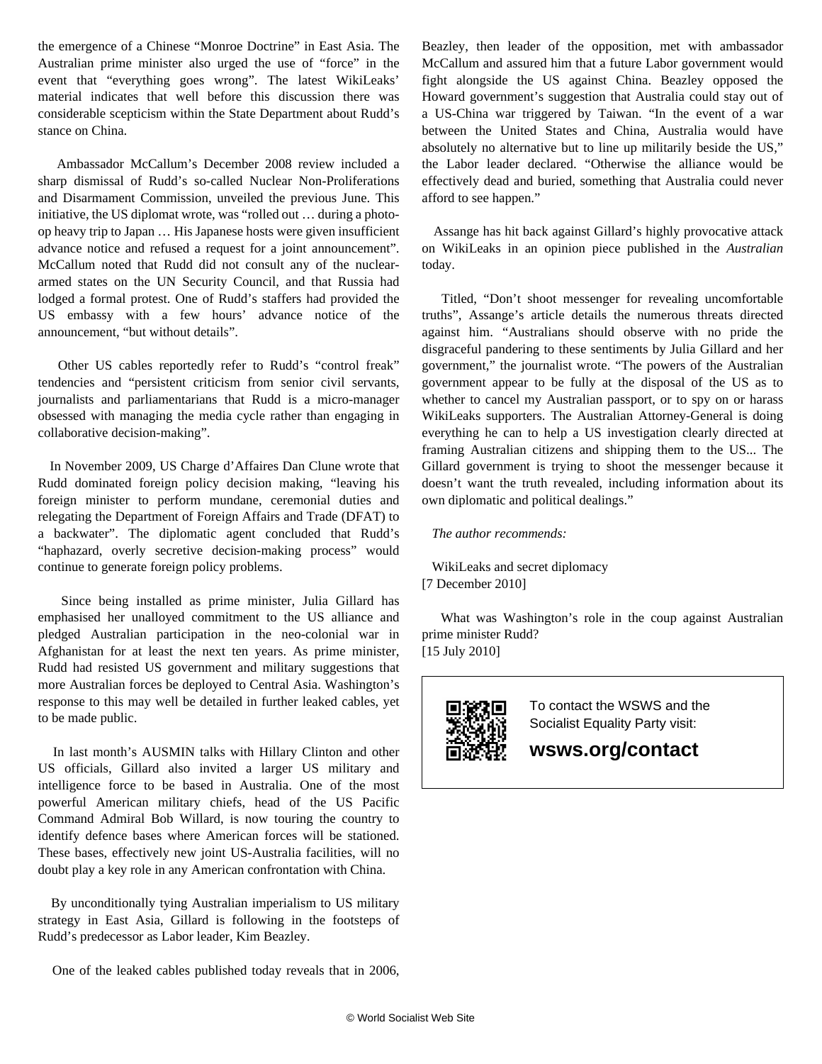the emergence of a Chinese "Monroe Doctrine" in East Asia. The Australian prime minister also urged the use of "force" in the event that "everything goes wrong". The latest WikiLeaks' material indicates that well before this discussion there was considerable scepticism within the State Department about Rudd's stance on China.

Ambassador McCallum's December 2008 review included a sharp dismissal of Rudd's so-called Nuclear Non-Proliferations and Disarmament Commission, unveiled the previous June. This initiative, the US diplomat wrote, was "rolled out … during a photo-op heavy trip to Japan … His Japanese hosts were given insufficient advance notice and refused a request for a joint announcement". McCallum noted that Rudd did not consult any of the nuclear-armed states on the UN Security Council, and that Russia had lodged a formal protest. One of Rudd's staffers had provided the US embassy with a few hours' advance notice of the announcement, "but without details".

Other US cables reportedly refer to Rudd's "control freak" tendencies and "persistent criticism from senior civil servants, journalists and parliamentarians that Rudd is a micro-manager obsessed with managing the media cycle rather than engaging in collaborative decision-making".

In November 2009, US Charge d'Affaires Dan Clune wrote that Rudd dominated foreign policy decision making, "leaving his foreign minister to perform mundane, ceremonial duties and relegating the Department of Foreign Affairs and Trade (DFAT) to a backwater". The diplomatic agent concluded that Rudd's "haphazard, overly secretive decision-making process" would continue to generate foreign policy problems.

Since being installed as prime minister, Julia Gillard has emphasised her unalloyed commitment to the US alliance and pledged Australian participation in the neo-colonial war in Afghanistan for at least the next ten years. As prime minister, Rudd had resisted US government and military suggestions that more Australian forces be deployed to Central Asia. Washington's response to this may well be detailed in further leaked cables, yet to be made public.

In last month's AUSMIN talks with Hillary Clinton and other US officials, Gillard also invited a larger US military and intelligence force to be based in Australia. One of the most powerful American military chiefs, head of the US Pacific Command Admiral Bob Willard, is now touring the country to identify defence bases where American forces will be stationed. These bases, effectively new joint US-Australia facilities, will no doubt play a key role in any American confrontation with China.

By unconditionally tying Australian imperialism to US military strategy in East Asia, Gillard is following in the footsteps of Rudd's predecessor as Labor leader, Kim Beazley.

One of the leaked cables published today reveals that in 2006, Beazley, then leader of the opposition, met with ambassador McCallum and assured him that a future Labor government would fight alongside the US against China. Beazley opposed the Howard government's suggestion that Australia could stay out of a US-China war triggered by Taiwan. "In the event of a war between the United States and China, Australia would have absolutely no alternative but to line up militarily beside the US," the Labor leader declared. "Otherwise the alliance would be effectively dead and buried, something that Australia could never afford to see happen."

Assange has hit back against Gillard's highly provocative attack on WikiLeaks in an opinion piece published in the *Australian* today.

Titled, "Don't shoot messenger for revealing uncomfortable truths", Assange's article details the numerous threats directed against him. "Australians should observe with no pride the disgraceful pandering to these sentiments by Julia Gillard and her government," the journalist wrote. "The powers of the Australian government appear to be fully at the disposal of the US as to whether to cancel my Australian passport, or to spy on or harass WikiLeaks supporters. The Australian Attorney-General is doing everything he can to help a US investigation clearly directed at framing Australian citizens and shipping them to the US... The Gillard government is trying to shoot the messenger because it doesn't want the truth revealed, including information about its own diplomatic and political dealings."

*The author recommends:*

WikiLeaks and secret diplomacy
[7 December 2010]

What was Washington's role in the coup against Australian prime minister Rudd?
[15 July 2010]

To contact the WSWS and the Socialist Equality Party visit:

**wsws.org/contact**